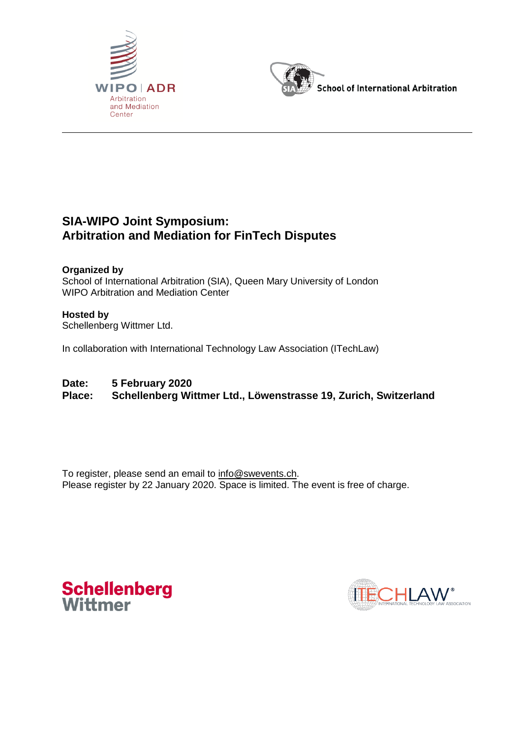# SIA-WIPO Joint Symposium: Arbitration and Mediation for FinTech Disputes

**Organized by**
School of International Arbitration (SIA), Queen Mary University of London
WIPO Arbitration and Mediation Center

**Hosted by**
Schellenberg Wittmer Ltd.

In collaboration with International Technology Law Association (ITechLaw)

**Date: 5 February 2020**
**Place: Schellenberg Wittmer Ltd., Löwenstrasse 19, Zurich, Switzerland**

To register, please send an email to info@swevents.ch.
Please register by 22 January 2020. Space is limited. The event is free of charge.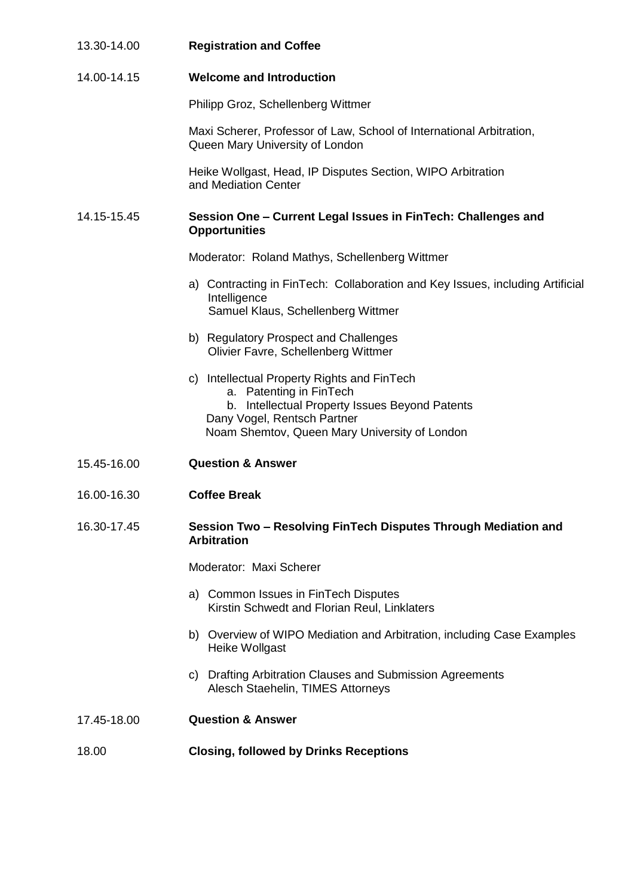13.30-14.00 **Registration and Coffee**

14.00-14.15 **Welcome and Introduction**

Philipp Groz, Schellenberg Wittmer

Maxi Scherer, Professor of Law, School of International Arbitration, Queen Mary University of London

Heike Wollgast, Head, IP Disputes Section, WIPO Arbitration and Mediation Center

14.15-15.45 **Session One – Current Legal Issues in FinTech: Challenges and Opportunities**

Moderator: Roland Mathys, Schellenberg Wittmer

a) Contracting in FinTech: Collaboration and Key Issues, including Artificial Intelligence
   Samuel Klaus, Schellenberg Wittmer

b) Regulatory Prospect and Challenges
   Olivier Favre, Schellenberg Wittmer

c) Intellectual Property Rights and FinTech
   a. Patenting in FinTech
   b. Intellectual Property Issues Beyond Patents
   Dany Vogel, Rentsch Partner
   Noam Shemtov, Queen Mary University of London

15.45-16.00 **Question & Answer**

16.00-16.30 **Coffee Break**

16.30-17.45 **Session Two – Resolving FinTech Disputes Through Mediation and Arbitration**

Moderator: Maxi Scherer

a) Common Issues in FinTech Disputes
   Kirstin Schwedt and Florian Reul, Linklaters

b) Overview of WIPO Mediation and Arbitration, including Case Examples
   Heike Wollgast

c) Drafting Arbitration Clauses and Submission Agreements
   Alesch Staehelin, TIMES Attorneys

17.45-18.00 **Question & Answer**

18.00 **Closing, followed by Drinks Receptions**